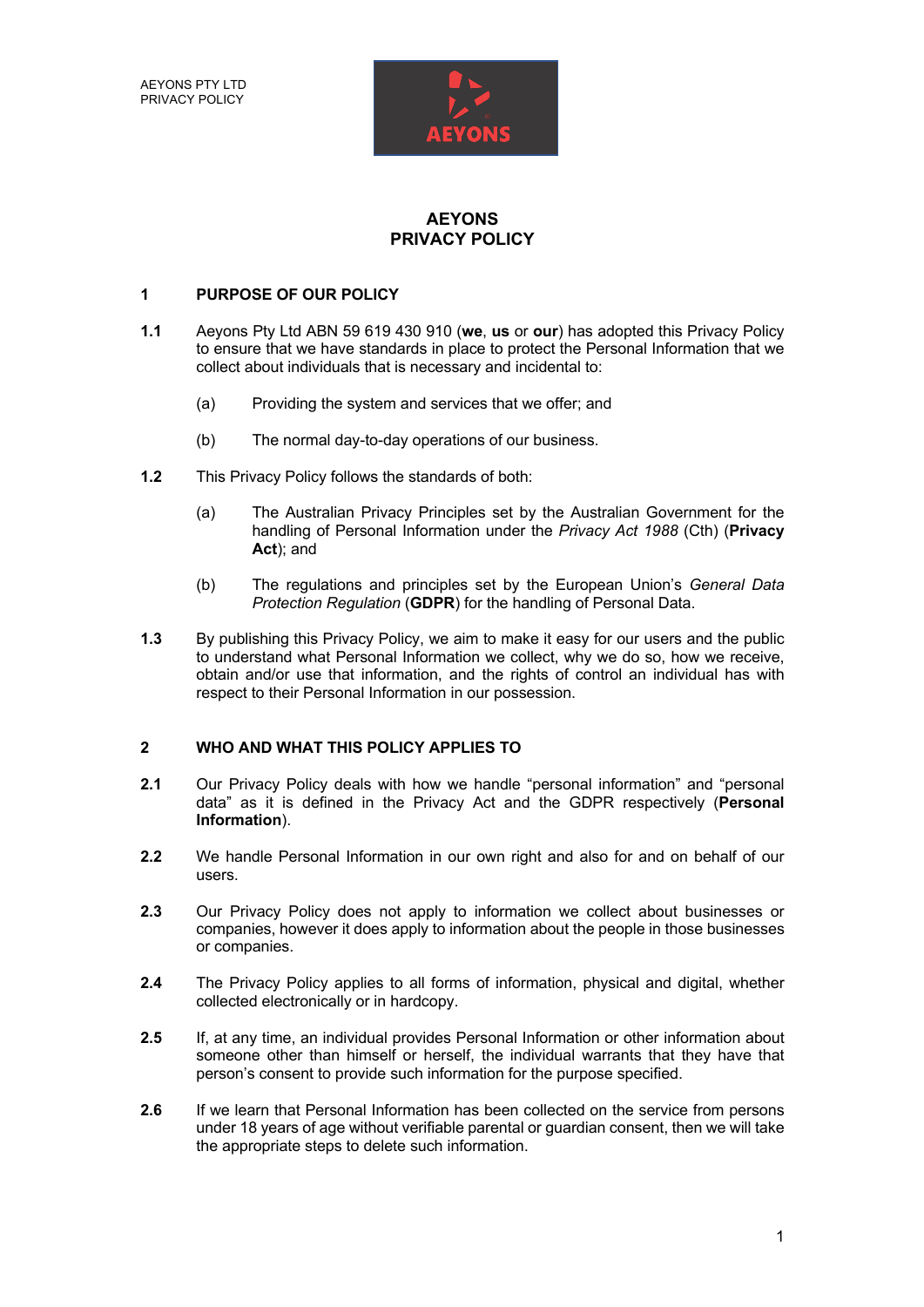# AEYONS
# PRIVACY POLICY

## 1 PURPOSE OF OUR POLICY

**1.1** Aeyons Pty Ltd ABN 59 619 430 910 (**we**, **us** or **our**) has adopted this Privacy Policy to ensure that we have standards in place to protect the Personal Information that we collect about individuals that is necessary and incidental to:

(a) Providing the system and services that we offer; and

(b) The normal day-to-day operations of our business.

**1.2** This Privacy Policy follows the standards of both:

(a) The Australian Privacy Principles set by the Australian Government for the handling of Personal Information under the *Privacy Act 1988* (Cth) (**Privacy Act**); and

(b) The regulations and principles set by the European Union's *General Data Protection Regulation* (**GDPR**) for the handling of Personal Data.

**1.3** By publishing this Privacy Policy, we aim to make it easy for our users and the public to understand what Personal Information we collect, why we do so, how we receive, obtain and/or use that information, and the rights of control an individual has with respect to their Personal Information in our possession.

## 2 WHO AND WHAT THIS POLICY APPLIES TO

**2.1** Our Privacy Policy deals with how we handle "personal information" and "personal data" as it is defined in the Privacy Act and the GDPR respectively (**Personal Information**).

**2.2** We handle Personal Information in our own right and also for and on behalf of our users.

**2.3** Our Privacy Policy does not apply to information we collect about businesses or companies, however it does apply to information about the people in those businesses or companies.

**2.4** The Privacy Policy applies to all forms of information, physical and digital, whether collected electronically or in hardcopy.

**2.5** If, at any time, an individual provides Personal Information or other information about someone other than himself or herself, the individual warrants that they have that person's consent to provide such information for the purpose specified.

**2.6** If we learn that Personal Information has been collected on the service from persons under 18 years of age without verifiable parental or guardian consent, then we will take the appropriate steps to delete such information.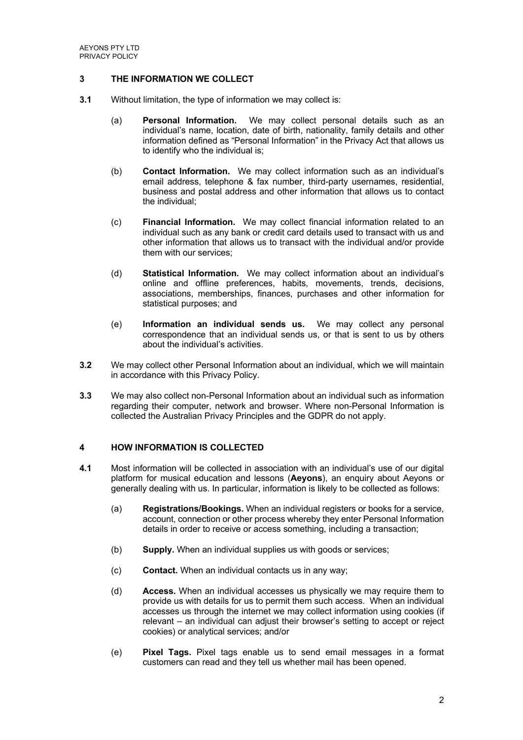## 3 THE INFORMATION WE COLLECT

**3.1** Without limitation, the type of information we may collect is:

(a) **Personal Information.** We may collect personal details such as an individual's name, location, date of birth, nationality, family details and other information defined as "Personal Information" in the Privacy Act that allows us to identify who the individual is;

(b) **Contact Information.** We may collect information such as an individual's email address, telephone & fax number, third-party usernames, residential, business and postal address and other information that allows us to contact the individual;

(c) **Financial Information.** We may collect financial information related to an individual such as any bank or credit card details used to transact with us and other information that allows us to transact with the individual and/or provide them with our services;

(d) **Statistical Information.** We may collect information about an individual's online and offline preferences, habits, movements, trends, decisions, associations, memberships, finances, purchases and other information for statistical purposes; and

(e) **Information an individual sends us.** We may collect any personal correspondence that an individual sends us, or that is sent to us by others about the individual's activities.

**3.2** We may collect other Personal Information about an individual, which we will maintain in accordance with this Privacy Policy.

**3.3** We may also collect non-Personal Information about an individual such as information regarding their computer, network and browser. Where non-Personal Information is collected the Australian Privacy Principles and the GDPR do not apply.

## 4 HOW INFORMATION IS COLLECTED

**4.1** Most information will be collected in association with an individual's use of our digital platform for musical education and lessons (**Aeyons**), an enquiry about Aeyons or generally dealing with us. In particular, information is likely to be collected as follows:

(a) **Registrations/Bookings.** When an individual registers or books for a service, account, connection or other process whereby they enter Personal Information details in order to receive or access something, including a transaction;

(b) **Supply.** When an individual supplies us with goods or services;

(c) **Contact.** When an individual contacts us in any way;

(d) **Access.** When an individual accesses us physically we may require them to provide us with details for us to permit them such access. When an individual accesses us through the internet we may collect information using cookies (if relevant – an individual can adjust their browser's setting to accept or reject cookies) or analytical services; and/or

(e) **Pixel Tags.** Pixel tags enable us to send email messages in a format customers can read and they tell us whether mail has been opened.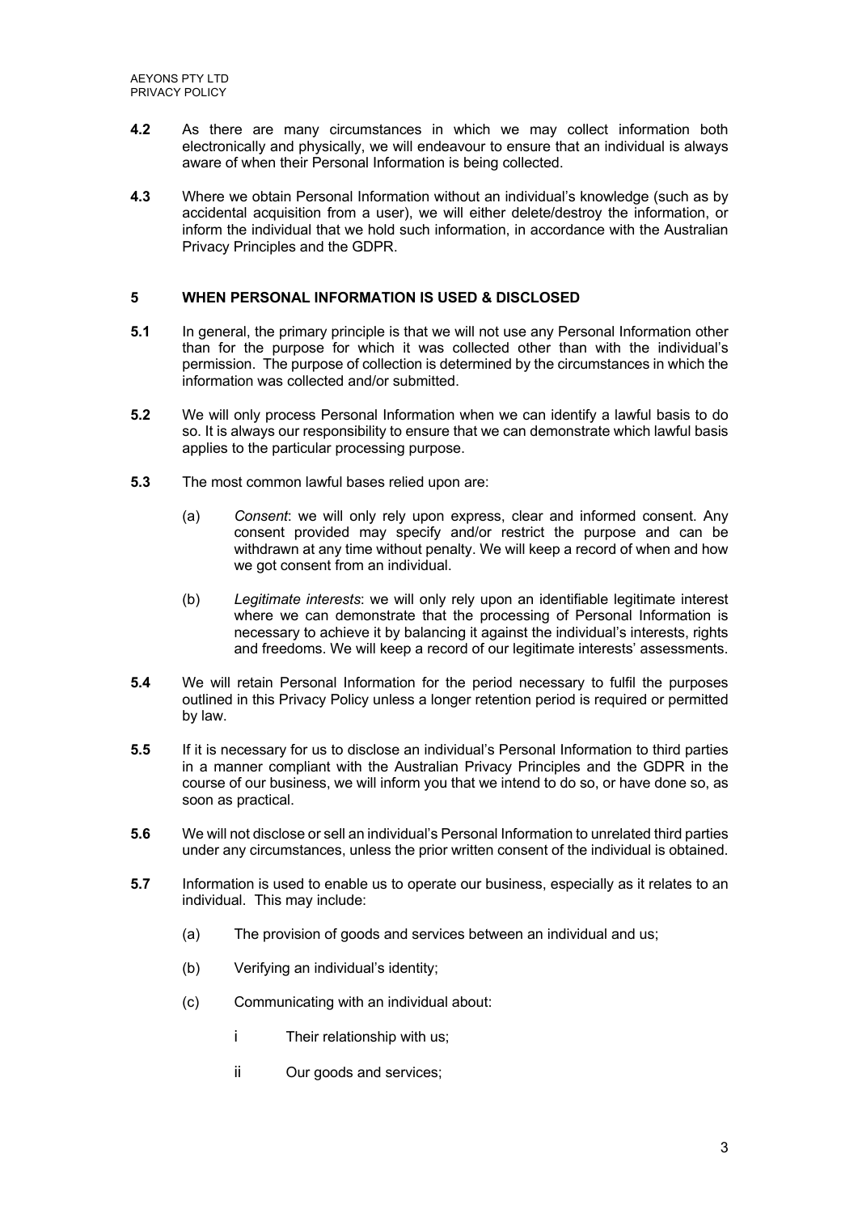**4.2** As there are many circumstances in which we may collect information both electronically and physically, we will endeavour to ensure that an individual is always aware of when their Personal Information is being collected.

**4.3** Where we obtain Personal Information without an individual's knowledge (such as by accidental acquisition from a user), we will either delete/destroy the information, or inform the individual that we hold such information, in accordance with the Australian Privacy Principles and the GDPR.

## 5 WHEN PERSONAL INFORMATION IS USED & DISCLOSED

**5.1** In general, the primary principle is that we will not use any Personal Information other than for the purpose for which it was collected other than with the individual's permission. The purpose of collection is determined by the circumstances in which the information was collected and/or submitted.

**5.2** We will only process Personal Information when we can identify a lawful basis to do so. It is always our responsibility to ensure that we can demonstrate which lawful basis applies to the particular processing purpose.

**5.3** The most common lawful bases relied upon are:

(a) *Consent*: we will only rely upon express, clear and informed consent. Any consent provided may specify and/or restrict the purpose and can be withdrawn at any time without penalty. We will keep a record of when and how we got consent from an individual.

(b) *Legitimate interests*: we will only rely upon an identifiable legitimate interest where we can demonstrate that the processing of Personal Information is necessary to achieve it by balancing it against the individual's interests, rights and freedoms. We will keep a record of our legitimate interests' assessments.

**5.4** We will retain Personal Information for the period necessary to fulfil the purposes outlined in this Privacy Policy unless a longer retention period is required or permitted by law.

**5.5** If it is necessary for us to disclose an individual's Personal Information to third parties in a manner compliant with the Australian Privacy Principles and the GDPR in the course of our business, we will inform you that we intend to do so, or have done so, as soon as practical.

**5.6** We will not disclose or sell an individual's Personal Information to unrelated third parties under any circumstances, unless the prior written consent of the individual is obtained.

**5.7** Information is used to enable us to operate our business, especially as it relates to an individual. This may include:

(a) The provision of goods and services between an individual and us;

(b) Verifying an individual's identity;

(c) Communicating with an individual about:

i Their relationship with us;

ii Our goods and services;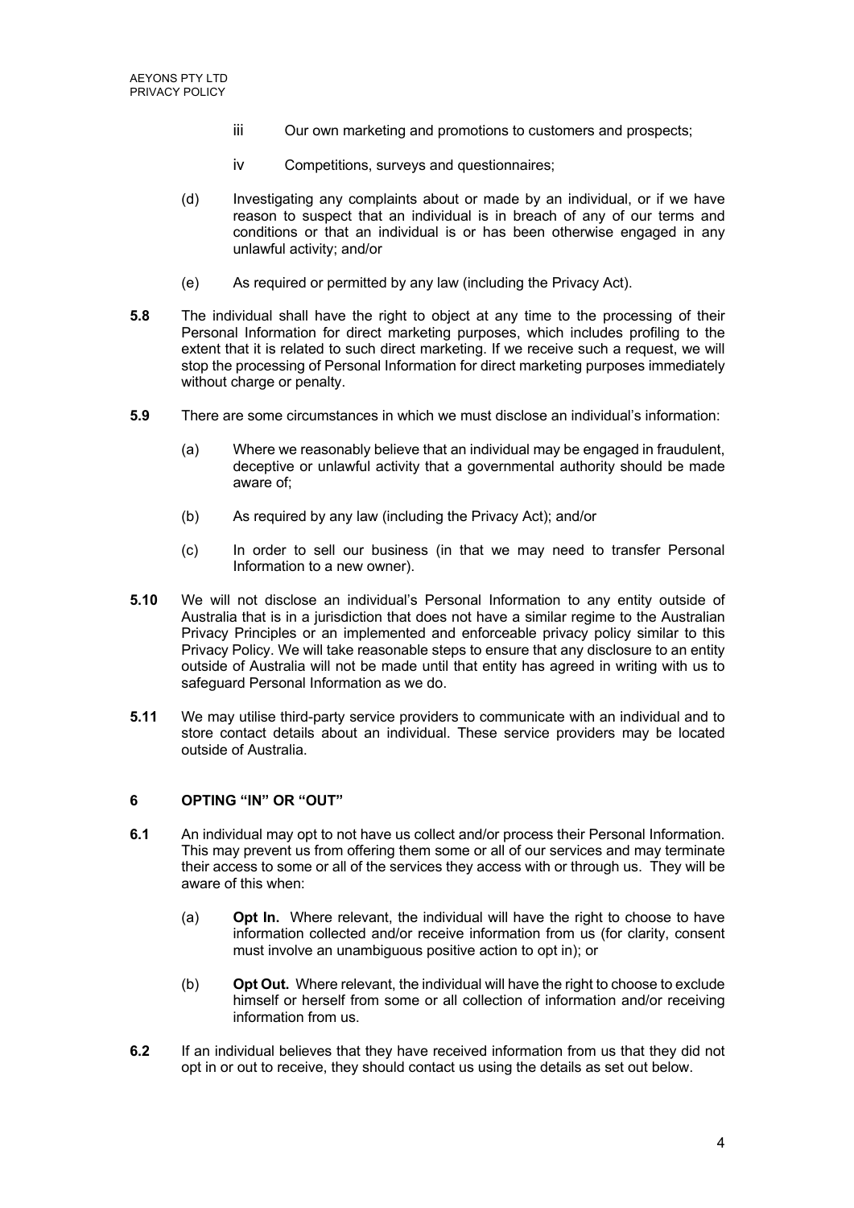iii Our own marketing and promotions to customers and prospects;

    iv Competitions, surveys and questionnaires;

(d) Investigating any complaints about or made by an individual, or if we have reason to suspect that an individual is in breach of any of our terms and conditions or that an individual is or has been otherwise engaged in any unlawful activity; and/or

(e) As required or permitted by any law (including the Privacy Act).

**5.8** The individual shall have the right to object at any time to the processing of their Personal Information for direct marketing purposes, which includes profiling to the extent that it is related to such direct marketing. If we receive such a request, we will stop the processing of Personal Information for direct marketing purposes immediately without charge or penalty.

**5.9** There are some circumstances in which we must disclose an individual's information:

(a) Where we reasonably believe that an individual may be engaged in fraudulent, deceptive or unlawful activity that a governmental authority should be made aware of;

(b) As required by any law (including the Privacy Act); and/or

(c) In order to sell our business (in that we may need to transfer Personal Information to a new owner).

**5.10** We will not disclose an individual's Personal Information to any entity outside of Australia that is in a jurisdiction that does not have a similar regime to the Australian Privacy Principles or an implemented and enforceable privacy policy similar to this Privacy Policy. We will take reasonable steps to ensure that any disclosure to an entity outside of Australia will not be made until that entity has agreed in writing with us to safeguard Personal Information as we do.

**5.11** We may utilise third-party service providers to communicate with an individual and to store contact details about an individual. These service providers may be located outside of Australia.

## 6 OPTING "IN" OR "OUT"

**6.1** An individual may opt to not have us collect and/or process their Personal Information. This may prevent us from offering them some or all of our services and may terminate their access to some or all of the services they access with or through us. They will be aware of this when:

(a) **Opt In.** Where relevant, the individual will have the right to choose to have information collected and/or receive information from us (for clarity, consent must involve an unambiguous positive action to opt in); or

(b) **Opt Out.** Where relevant, the individual will have the right to choose to exclude himself or herself from some or all collection of information and/or receiving information from us.

**6.2** If an individual believes that they have received information from us that they did not opt in or out to receive, they should contact us using the details as set out below.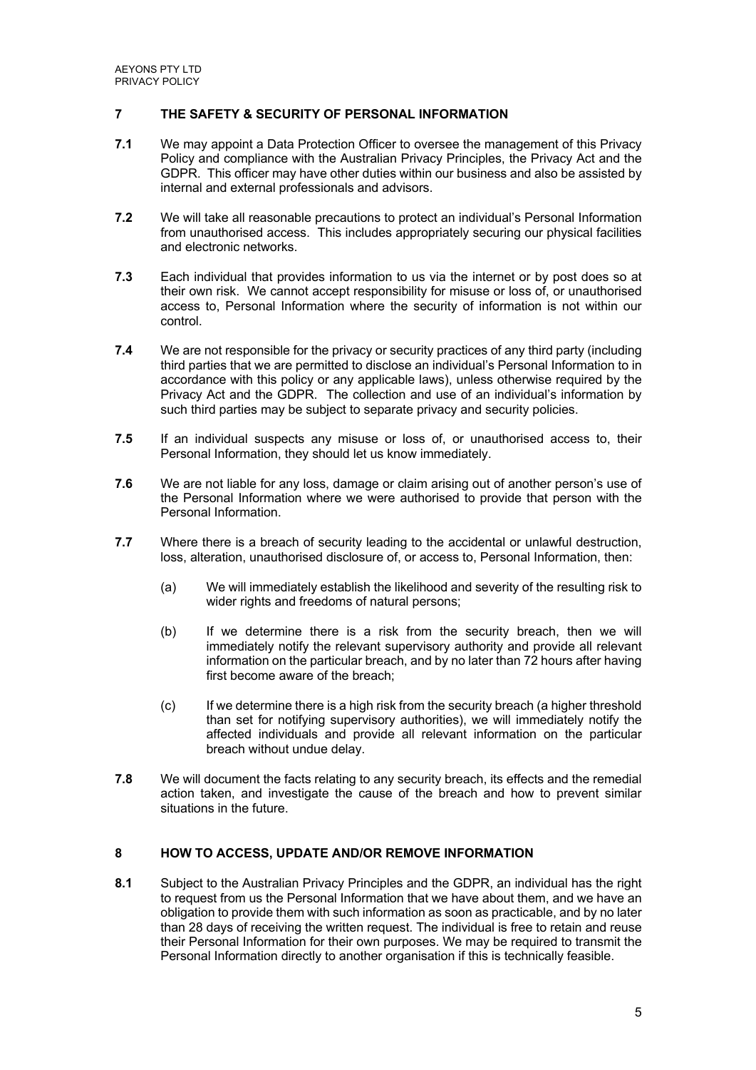## 7 THE SAFETY & SECURITY OF PERSONAL INFORMATION

**7.1** We may appoint a Data Protection Officer to oversee the management of this Privacy Policy and compliance with the Australian Privacy Principles, the Privacy Act and the GDPR. This officer may have other duties within our business and also be assisted by internal and external professionals and advisors.

**7.2** We will take all reasonable precautions to protect an individual's Personal Information from unauthorised access. This includes appropriately securing our physical facilities and electronic networks.

**7.3** Each individual that provides information to us via the internet or by post does so at their own risk. We cannot accept responsibility for misuse or loss of, or unauthorised access to, Personal Information where the security of information is not within our control.

**7.4** We are not responsible for the privacy or security practices of any third party (including third parties that we are permitted to disclose an individual's Personal Information to in accordance with this policy or any applicable laws), unless otherwise required by the Privacy Act and the GDPR. The collection and use of an individual's information by such third parties may be subject to separate privacy and security policies.

**7.5** If an individual suspects any misuse or loss of, or unauthorised access to, their Personal Information, they should let us know immediately.

**7.6** We are not liable for any loss, damage or claim arising out of another person's use of the Personal Information where we were authorised to provide that person with the Personal Information.

**7.7** Where there is a breach of security leading to the accidental or unlawful destruction, loss, alteration, unauthorised disclosure of, or access to, Personal Information, then:

(a) We will immediately establish the likelihood and severity of the resulting risk to wider rights and freedoms of natural persons;

(b) If we determine there is a risk from the security breach, then we will immediately notify the relevant supervisory authority and provide all relevant information on the particular breach, and by no later than 72 hours after having first become aware of the breach;

(c) If we determine there is a high risk from the security breach (a higher threshold than set for notifying supervisory authorities), we will immediately notify the affected individuals and provide all relevant information on the particular breach without undue delay.

**7.8** We will document the facts relating to any security breach, its effects and the remedial action taken, and investigate the cause of the breach and how to prevent similar situations in the future.

## 8 HOW TO ACCESS, UPDATE AND/OR REMOVE INFORMATION

**8.1** Subject to the Australian Privacy Principles and the GDPR, an individual has the right to request from us the Personal Information that we have about them, and we have an obligation to provide them with such information as soon as practicable, and by no later than 28 days of receiving the written request. The individual is free to retain and reuse their Personal Information for their own purposes. We may be required to transmit the Personal Information directly to another organisation if this is technically feasible.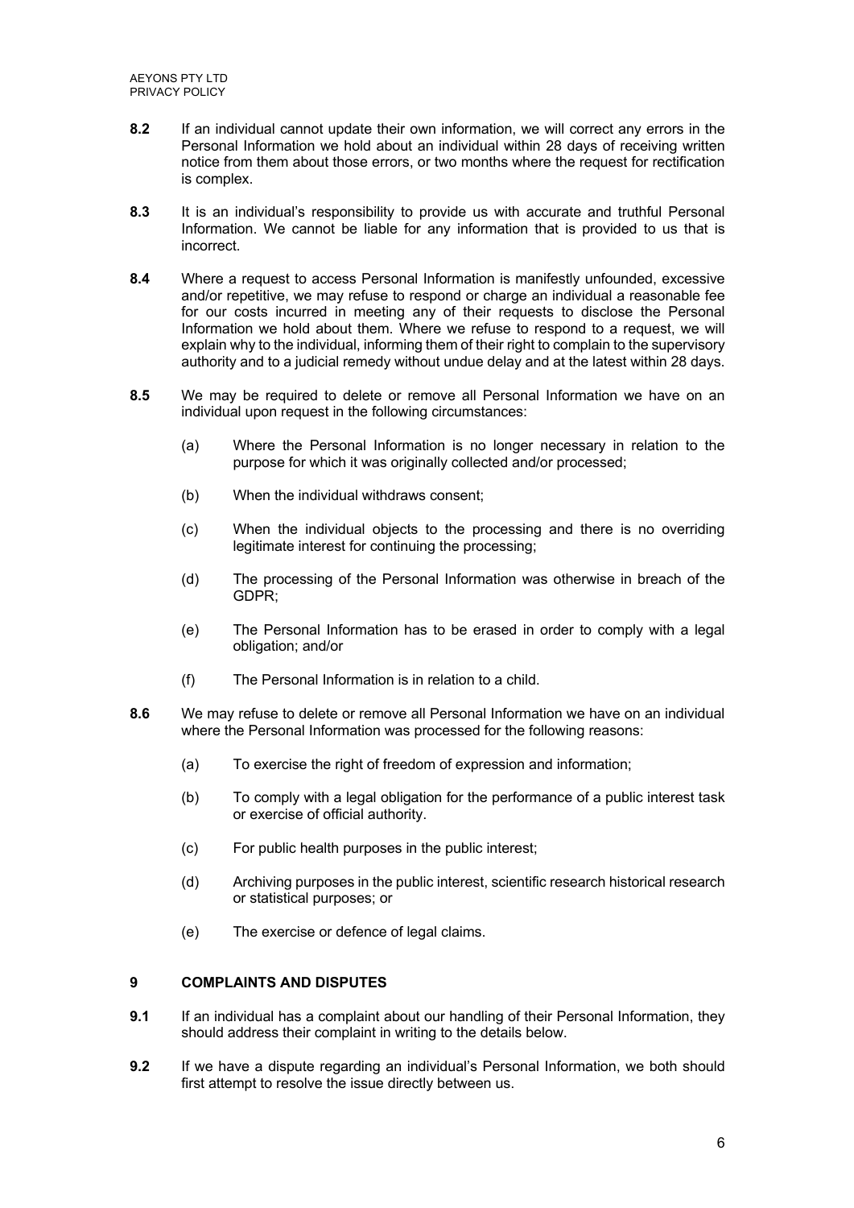**8.2** If an individual cannot update their own information, we will correct any errors in the Personal Information we hold about an individual within 28 days of receiving written notice from them about those errors, or two months where the request for rectification is complex.

**8.3** It is an individual's responsibility to provide us with accurate and truthful Personal Information. We cannot be liable for any information that is provided to us that is incorrect.

**8.4** Where a request to access Personal Information is manifestly unfounded, excessive and/or repetitive, we may refuse to respond or charge an individual a reasonable fee for our costs incurred in meeting any of their requests to disclose the Personal Information we hold about them. Where we refuse to respond to a request, we will explain why to the individual, informing them of their right to complain to the supervisory authority and to a judicial remedy without undue delay and at the latest within 28 days.

**8.5** We may be required to delete or remove all Personal Information we have on an individual upon request in the following circumstances:

(a) Where the Personal Information is no longer necessary in relation to the purpose for which it was originally collected and/or processed;

(b) When the individual withdraws consent;

(c) When the individual objects to the processing and there is no overriding legitimate interest for continuing the processing;

(d) The processing of the Personal Information was otherwise in breach of the GDPR;

(e) The Personal Information has to be erased in order to comply with a legal obligation; and/or

(f) The Personal Information is in relation to a child.

**8.6** We may refuse to delete or remove all Personal Information we have on an individual where the Personal Information was processed for the following reasons:

(a) To exercise the right of freedom of expression and information;

(b) To comply with a legal obligation for the performance of a public interest task or exercise of official authority.

(c) For public health purposes in the public interest;

(d) Archiving purposes in the public interest, scientific research historical research or statistical purposes; or

(e) The exercise or defence of legal claims.

## 9 COMPLAINTS AND DISPUTES

**9.1** If an individual has a complaint about our handling of their Personal Information, they should address their complaint in writing to the details below.

**9.2** If we have a dispute regarding an individual's Personal Information, we both should first attempt to resolve the issue directly between us.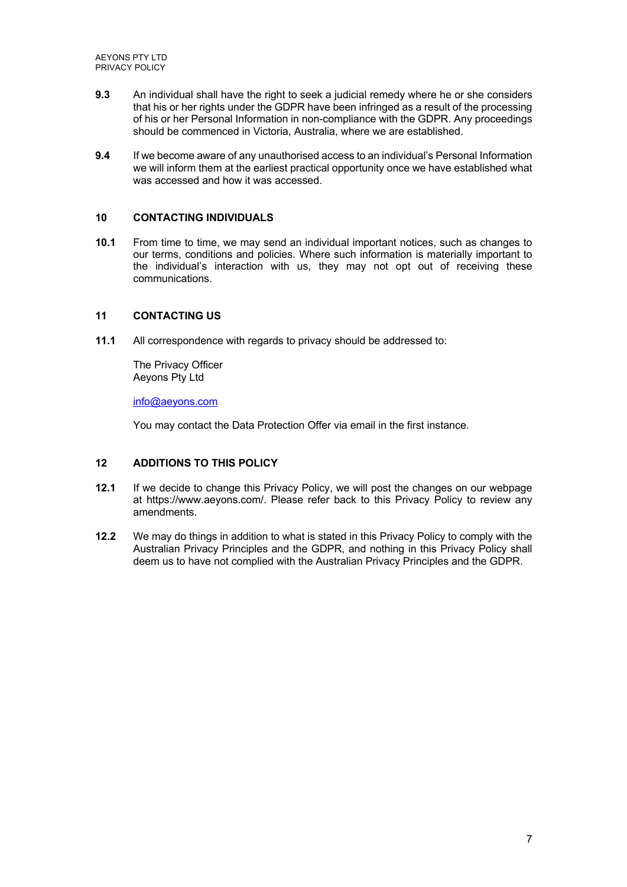**9.3** An individual shall have the right to seek a judicial remedy where he or she considers that his or her rights under the GDPR have been infringed as a result of the processing of his or her Personal Information in non-compliance with the GDPR. Any proceedings should be commenced in Victoria, Australia, where we are established.

**9.4** If we become aware of any unauthorised access to an individual's Personal Information we will inform them at the earliest practical opportunity once we have established what was accessed and how it was accessed.

## 10 CONTACTING INDIVIDUALS

**10.1** From time to time, we may send an individual important notices, such as changes to our terms, conditions and policies. Where such information is materially important to the individual's interaction with us, they may not opt out of receiving these communications.

## 11 CONTACTING US

**11.1** All correspondence with regards to privacy should be addressed to:

The Privacy Officer
Aeyons Pty Ltd

info@aeyons.com

You may contact the Data Protection Offer via email in the first instance.

## 12 ADDITIONS TO THIS POLICY

**12.1** If we decide to change this Privacy Policy, we will post the changes on our webpage at https://www.aeyons.com/. Please refer back to this Privacy Policy to review any amendments.

**12.2** We may do things in addition to what is stated in this Privacy Policy to comply with the Australian Privacy Principles and the GDPR, and nothing in this Privacy Policy shall deem us to have not complied with the Australian Privacy Principles and the GDPR.